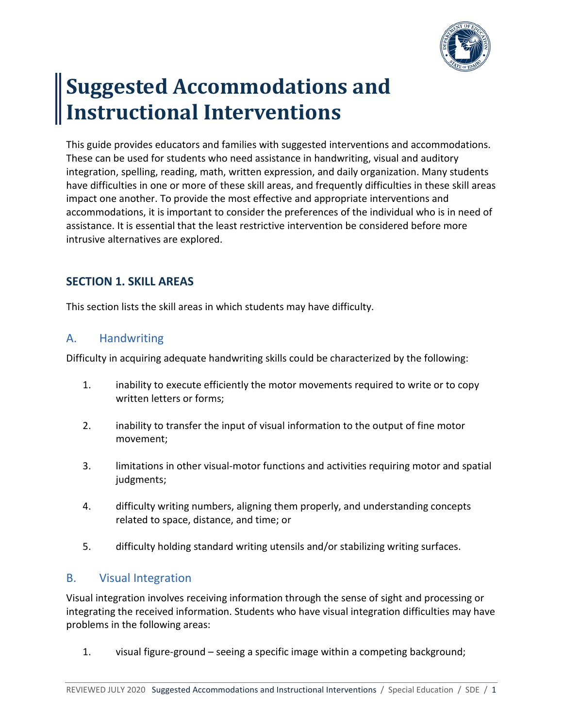# Suggested Accommodations and Instructional Interventions

This guide provides educators and families with suggested interventions and accommodations. These can be used for students who need assistance in handwriting, visual and auditory integration, spelling, reading, math, written expression, and daily organization. Many students have difficulties in one or more of these skill areas, and frequently difficulties in these skill areas impact one another. To provide the most effective and appropriate interventions and accommodations, it is important to consider the preferences of the individual who is in need of assistance. It is essential that the least restrictive intervention be considered before more intrusive alternatives are explored.

## SECTION 1. SKILL AREAS

This section lists the skill areas in which students may have difficulty.

### A. Handwriting

Difficulty in acquiring adequate handwriting skills could be characterized by the following:

1. inability to execute efficiently the motor movements required to write or to copy written letters or forms;

2. inability to transfer the input of visual information to the output of fine motor movement;

3. limitations in other visual-motor functions and activities requiring motor and spatial judgments;

4. difficulty writing numbers, aligning them properly, and understanding concepts related to space, distance, and time; or

5. difficulty holding standard writing utensils and/or stabilizing writing surfaces.

### B. Visual Integration

Visual integration involves receiving information through the sense of sight and processing or integrating the received information. Students who have visual integration difficulties may have problems in the following areas:

1. visual figure-ground – seeing a specific image within a competing background;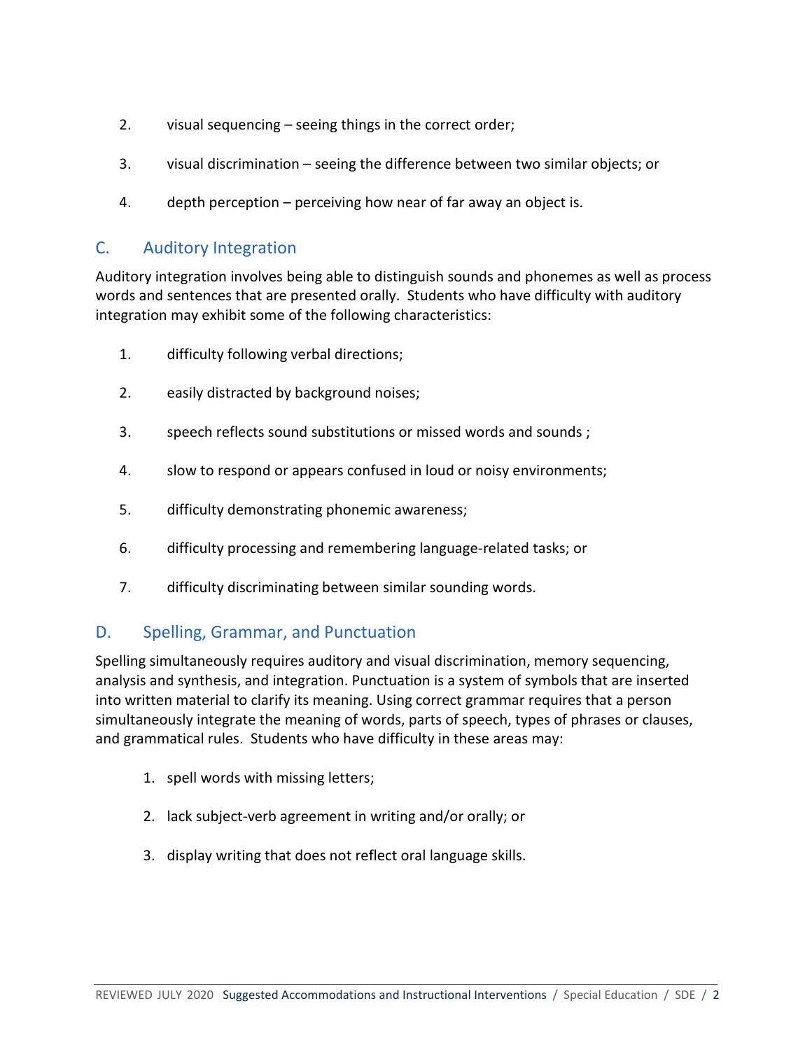2. visual sequencing – seeing things in the correct order;

3. visual discrimination – seeing the difference between two similar objects; or

4. depth perception – perceiving how near of far away an object is.

## C. Auditory Integration

Auditory integration involves being able to distinguish sounds and phonemes as well as process words and sentences that are presented orally. Students who have difficulty with auditory integration may exhibit some of the following characteristics:

1. difficulty following verbal directions;

2. easily distracted by background noises;

3. speech reflects sound substitutions or missed words and sounds ;

4. slow to respond or appears confused in loud or noisy environments;

5. difficulty demonstrating phonemic awareness;

6. difficulty processing and remembering language-related tasks; or

7. difficulty discriminating between similar sounding words.

## D. Spelling, Grammar, and Punctuation

Spelling simultaneously requires auditory and visual discrimination, memory sequencing, analysis and synthesis, and integration. Punctuation is a system of symbols that are inserted into written material to clarify its meaning. Using correct grammar requires that a person simultaneously integrate the meaning of words, parts of speech, types of phrases or clauses, and grammatical rules. Students who have difficulty in these areas may:

1. spell words with missing letters;

2. lack subject-verb agreement in writing and/or orally; or

3. display writing that does not reflect oral language skills.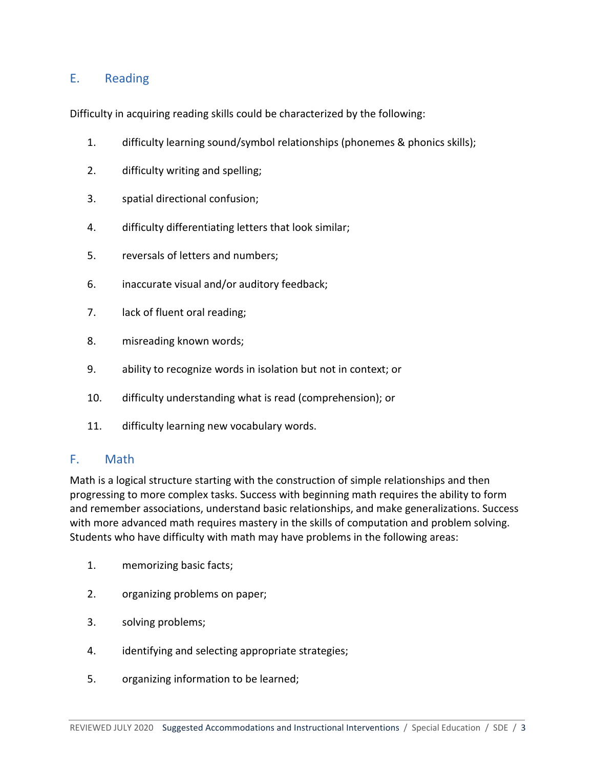## E. Reading

Difficulty in acquiring reading skills could be characterized by the following:

1. difficulty learning sound/symbol relationships (phonemes & phonics skills);
2. difficulty writing and spelling;
3. spatial directional confusion;
4. difficulty differentiating letters that look similar;
5. reversals of letters and numbers;
6. inaccurate visual and/or auditory feedback;
7. lack of fluent oral reading;
8. misreading known words;
9. ability to recognize words in isolation but not in context; or
10. difficulty understanding what is read (comprehension); or
11. difficulty learning new vocabulary words.

## F. Math

Math is a logical structure starting with the construction of simple relationships and then progressing to more complex tasks. Success with beginning math requires the ability to form and remember associations, understand basic relationships, and make generalizations. Success with more advanced math requires mastery in the skills of computation and problem solving. Students who have difficulty with math may have problems in the following areas:

1. memorizing basic facts;
2. organizing problems on paper;
3. solving problems;
4. identifying and selecting appropriate strategies;
5. organizing information to be learned;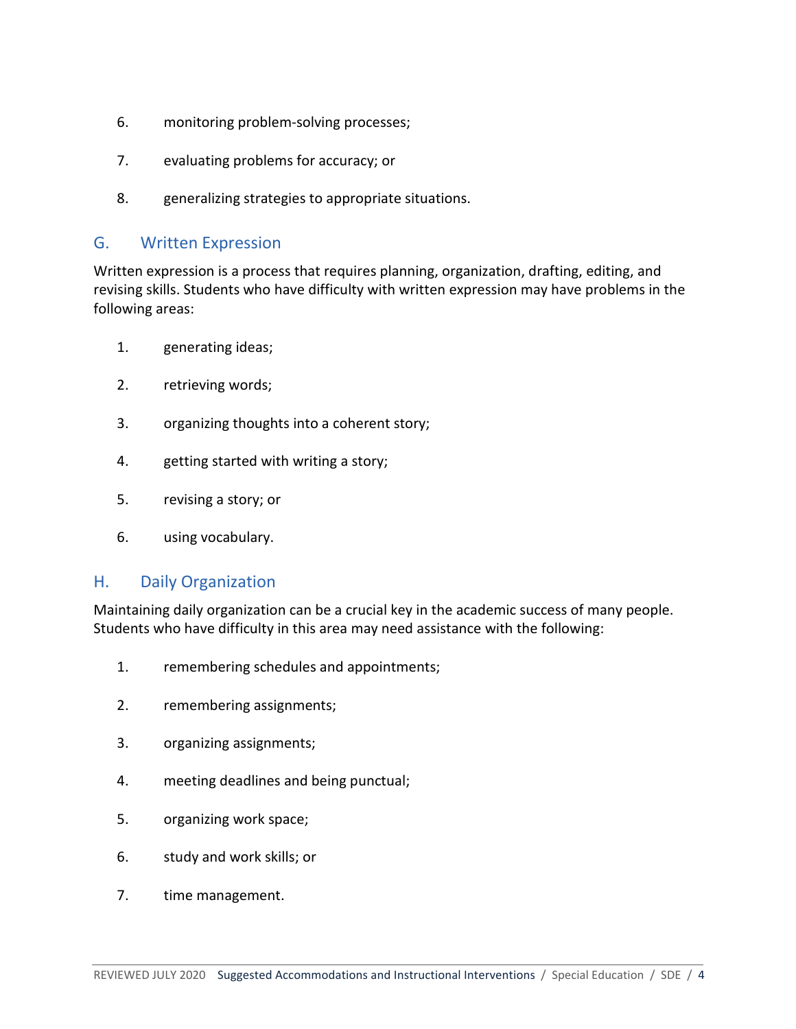6. monitoring problem-solving processes;
7. evaluating problems for accuracy; or
8. generalizing strategies to appropriate situations.

## G. Written Expression

Written expression is a process that requires planning, organization, drafting, editing, and revising skills. Students who have difficulty with written expression may have problems in the following areas:

1. generating ideas;
2. retrieving words;
3. organizing thoughts into a coherent story;
4. getting started with writing a story;
5. revising a story; or
6. using vocabulary.

## H. Daily Organization

Maintaining daily organization can be a crucial key in the academic success of many people. Students who have difficulty in this area may need assistance with the following:

1. remembering schedules and appointments;
2. remembering assignments;
3. organizing assignments;
4. meeting deadlines and being punctual;
5. organizing work space;
6. study and work skills; or
7. time management.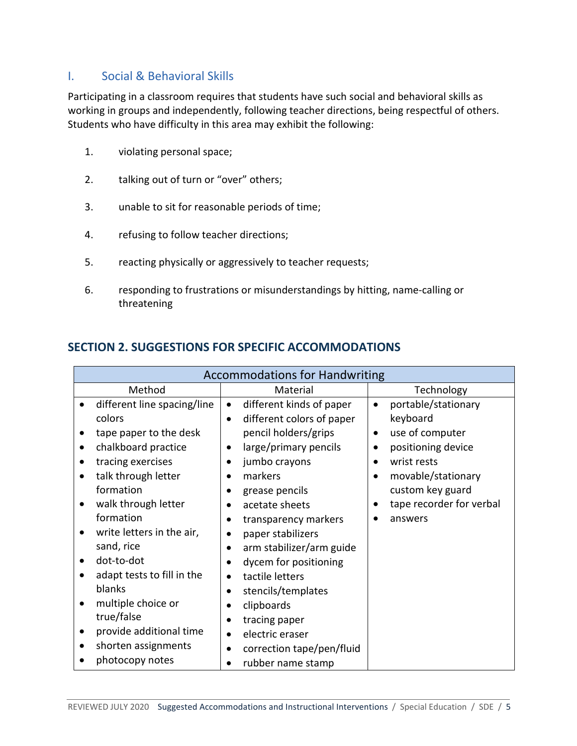## I. Social & Behavioral Skills

Participating in a classroom requires that students have such social and behavioral skills as working in groups and independently, following teacher directions, being respectful of others. Students who have difficulty in this area may exhibit the following:

1. violating personal space;
2. talking out of turn or "over" others;
3. unable to sit for reasonable periods of time;
4. refusing to follow teacher directions;
5. reacting physically or aggressively to teacher requests;
6. responding to frustrations or misunderstandings by hitting, name-calling or threatening

## SECTION 2. SUGGESTIONS FOR SPECIFIC ACCOMMODATIONS

| Accommodations for Handwriting | | |
|---|---|---|
| **Method** | **Material** | **Technology** |
| • different line spacing/line colors<br>• tape paper to the desk<br>• chalkboard practice<br>• tracing exercises<br>• talk through letter formation<br>• walk through letter formation<br>• write letters in the air, sand, rice<br>• dot-to-dot<br>• adapt tests to fill in the blanks<br>• multiple choice or true/false<br>• provide additional time<br>• shorten assignments<br>• photocopy notes | • different kinds of paper<br>• different colors of paper pencil holders/grips<br>• large/primary pencils<br>• jumbo crayons<br>• markers<br>• grease pencils<br>• acetate sheets<br>• transparency markers<br>• paper stabilizers<br>• arm stabilizer/arm guide<br>• dycem for positioning<br>• tactile letters<br>• stencils/templates<br>• clipboards<br>• tracing paper<br>• electric eraser<br>• correction tape/pen/fluid<br>• rubber name stamp | • portable/stationary keyboard<br>• use of computer<br>• positioning device<br>• wrist rests<br>• movable/stationary custom key guard<br>• tape recorder for verbal<br>• answers |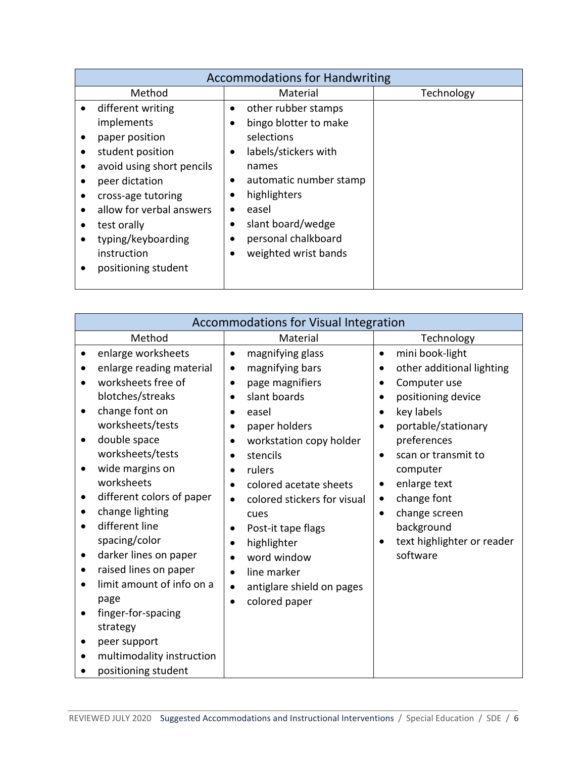| Accommodations for Handwriting | | |
|---|---|---|
| Method | Material | Technology |
| • different writing implements<br>• paper position<br>• student position<br>• avoid using short pencils<br>• peer dictation<br>• cross-age tutoring<br>• allow for verbal answers<br>• test orally<br>• typing/keyboarding instruction<br>• positioning student | • other rubber stamps<br>• bingo blotter to make selections<br>• labels/stickers with names<br>• automatic number stamp<br>• highlighters<br>• easel<br>• slant board/wedge<br>• personal chalkboard<br>• weighted wrist bands | |

| Accommodations for Visual Integration | | |
|---|---|---|
| Method | Material | Technology |
| • enlarge worksheets<br>• enlarge reading material<br>• worksheets free of blotches/streaks<br>• change font on worksheets/tests<br>• double space worksheets/tests<br>• wide margins on worksheets<br>• different colors of paper<br>• change lighting<br>• different line spacing/color<br>• darker lines on paper<br>• raised lines on paper<br>• limit amount of info on a page<br>• finger-for-spacing strategy<br>• peer support<br>• multimodality instruction<br>• positioning student | • magnifying glass<br>• magnifying bars<br>• page magnifiers<br>• slant boards<br>• easel<br>• paper holders<br>• workstation copy holder<br>• stencils<br>• rulers<br>• colored acetate sheets<br>• colored stickers for visual cues<br>• Post-it tape flags<br>• highlighter<br>• word window<br>• line marker<br>• antiglare shield on pages<br>• colored paper | • mini book-light<br>• other additional lighting<br>• Computer use<br>• positioning device<br>• key labels<br>• portable/stationary preferences<br>• scan or transmit to computer<br>• enlarge text<br>• change font<br>• change screen background<br>• text highlighter or reader software |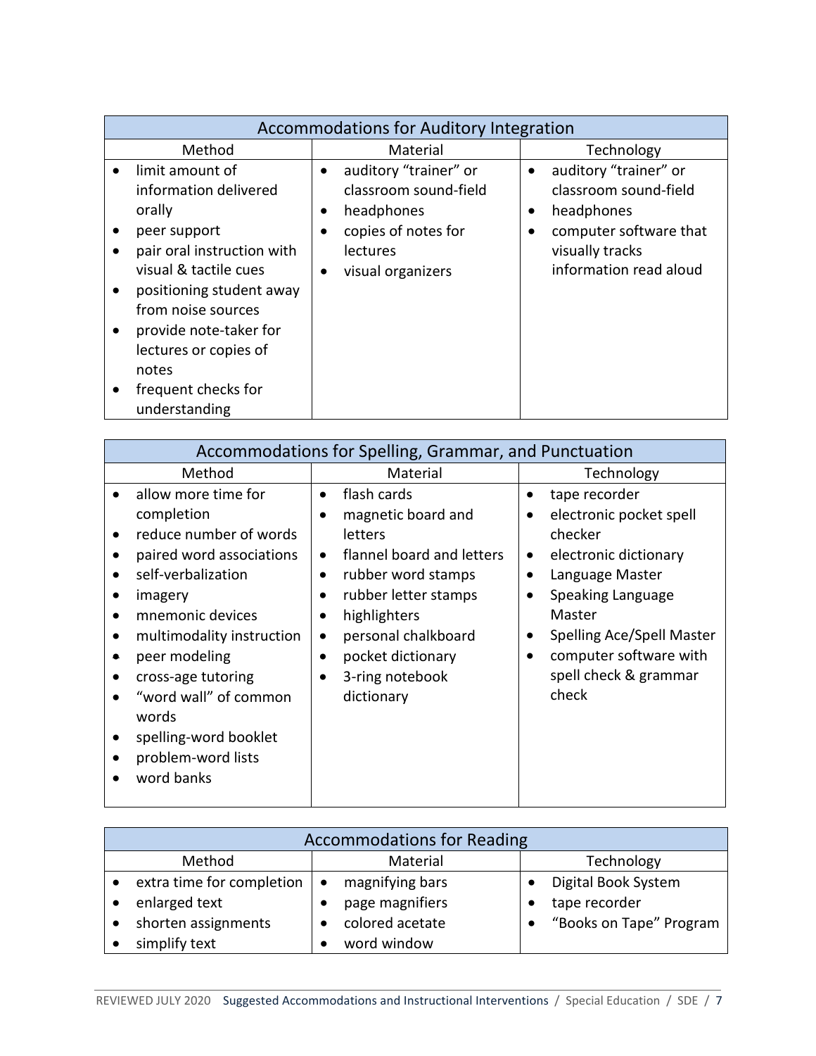| Accommodations for Auditory Integration | | |
| --- | --- | --- |
| Method | Material | Technology |
| • limit amount of information delivered orally<br>• peer support<br>• pair oral instruction with visual & tactile cues<br>• positioning student away from noise sources<br>• provide note-taker for lectures or copies of notes<br>• frequent checks for understanding | • auditory "trainer" or classroom sound-field<br>• headphones<br>• copies of notes for lectures<br>• visual organizers | • auditory "trainer" or classroom sound-field<br>• headphones<br>• computer software that visually tracks information read aloud |

| Accommodations for Spelling, Grammar, and Punctuation | | |
| --- | --- | --- |
| Method | Material | Technology |
| • allow more time for completion<br>• reduce number of words<br>• paired word associations<br>• self-verbalization<br>• imagery<br>• mnemonic devices<br>• multimodality instruction<br>• peer modeling<br>• cross-age tutoring<br>• "word wall" of common words<br>• spelling-word booklet<br>• problem-word lists<br>• word banks | • flash cards<br>• magnetic board and letters<br>• flannel board and letters<br>• rubber word stamps<br>• rubber letter stamps<br>• highlighters<br>• personal chalkboard<br>• pocket dictionary<br>• 3-ring notebook dictionary | • tape recorder<br>• electronic pocket spell checker<br>• electronic dictionary<br>• Language Master<br>• Speaking Language Master<br>• Spelling Ace/Spell Master<br>• computer software with spell check & grammar check |

| Accommodations for Reading | | |
| --- | --- | --- |
| Method | Material | Technology |
| • extra time for completion<br>• enlarged text<br>• shorten assignments<br>• simplify text | • magnifying bars<br>• page magnifiers<br>• colored acetate<br>• word window | • Digital Book System<br>• tape recorder<br>• "Books on Tape" Program |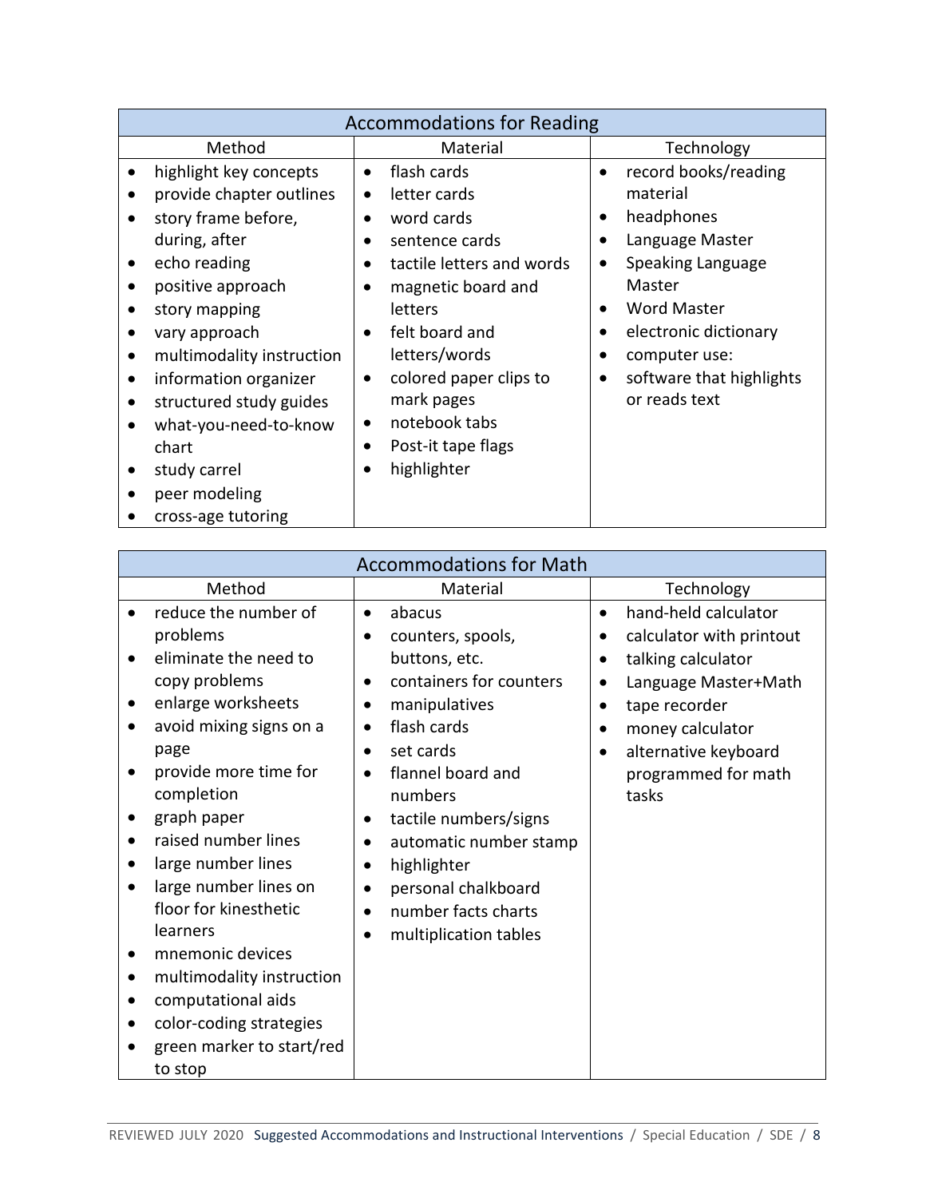| Accommodations for Reading | | |
|---|---|---|
| **Method** | **Material** | **Technology** |
| • highlight key concepts<br>• provide chapter outlines<br>• story frame before, during, after<br>• echo reading<br>• positive approach<br>• story mapping<br>• vary approach<br>• multimodality instruction<br>• information organizer<br>• structured study guides<br>• what-you-need-to-know chart<br>• study carrel<br>• peer modeling<br>• cross-age tutoring | • flash cards<br>• letter cards<br>• word cards<br>• sentence cards<br>• tactile letters and words<br>• magnetic board and letters<br>• felt board and letters/words<br>• colored paper clips to mark pages<br>• notebook tabs<br>• Post-it tape flags<br>• highlighter | • record books/reading material<br>• headphones<br>• Language Master<br>• Speaking Language Master<br>• Word Master<br>• electronic dictionary<br>• computer use:<br>• software that highlights or reads text |

| Accommodations for Math | | |
|---|---|---|
| **Method** | **Material** | **Technology** |
| • reduce the number of problems<br>• eliminate the need to copy problems<br>• enlarge worksheets<br>• avoid mixing signs on a page<br>• provide more time for completion<br>• graph paper<br>• raised number lines<br>• large number lines<br>• large number lines on floor for kinesthetic learners<br>• mnemonic devices<br>• multimodality instruction<br>• computational aids<br>• color-coding strategies<br>• green marker to start/red to stop | • abacus<br>• counters, spools, buttons, etc.<br>• containers for counters<br>• manipulatives<br>• flash cards<br>• set cards<br>• flannel board and numbers<br>• tactile numbers/signs<br>• automatic number stamp<br>• highlighter<br>• personal chalkboard<br>• number facts charts<br>• multiplication tables | • hand-held calculator<br>• calculator with printout<br>• talking calculator<br>• Language Master+Math<br>• tape recorder<br>• money calculator<br>• alternative keyboard programmed for math tasks |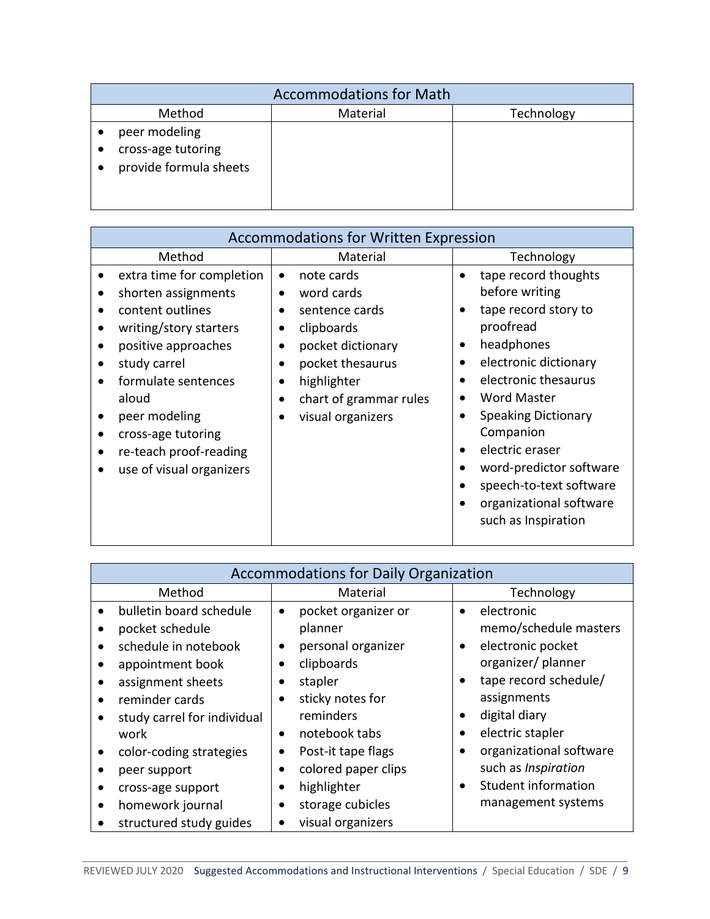| Accommodations for Math | | |
|---|---|---|
| Method | Material | Technology |
| • peer modeling<br>• cross-age tutoring<br>• provide formula sheets | | |

| Accommodations for Written Expression | | |
|---|---|---|
| Method | Material | Technology |
| • extra time for completion<br>• shorten assignments<br>• content outlines<br>• writing/story starters<br>• positive approaches<br>• study carrel<br>• formulate sentences aloud<br>• peer modeling<br>• cross-age tutoring<br>• re-teach proof-reading<br>• use of visual organizers | • note cards<br>• word cards<br>• sentence cards<br>• clipboards<br>• pocket dictionary<br>• pocket thesaurus<br>• highlighter<br>• chart of grammar rules<br>• visual organizers | • tape record thoughts before writing<br>• tape record story to proofread<br>• headphones<br>• electronic dictionary<br>• electronic thesaurus<br>• Word Master<br>• Speaking Dictionary Companion<br>• electric eraser<br>• word-predictor software<br>• speech-to-text software<br>• organizational software such as Inspiration |

| Accommodations for Daily Organization | | |
|---|---|---|
| Method | Material | Technology |
| • bulletin board schedule<br>• pocket schedule<br>• schedule in notebook<br>• appointment book<br>• assignment sheets<br>• reminder cards<br>• study carrel for individual work<br>• color-coding strategies<br>• peer support<br>• cross-age support<br>• homework journal<br>• structured study guides | • pocket organizer or planner<br>• personal organizer<br>• clipboards<br>• stapler<br>• sticky notes for reminders<br>• notebook tabs<br>• Post-it tape flags<br>• colored paper clips<br>• highlighter<br>• storage cubicles<br>• visual organizers | • electronic memo/schedule masters<br>• electronic pocket organizer/ planner<br>• tape record schedule/ assignments<br>• digital diary<br>• electric stapler<br>• organizational software such as *Inspiration*<br>• Student information management systems |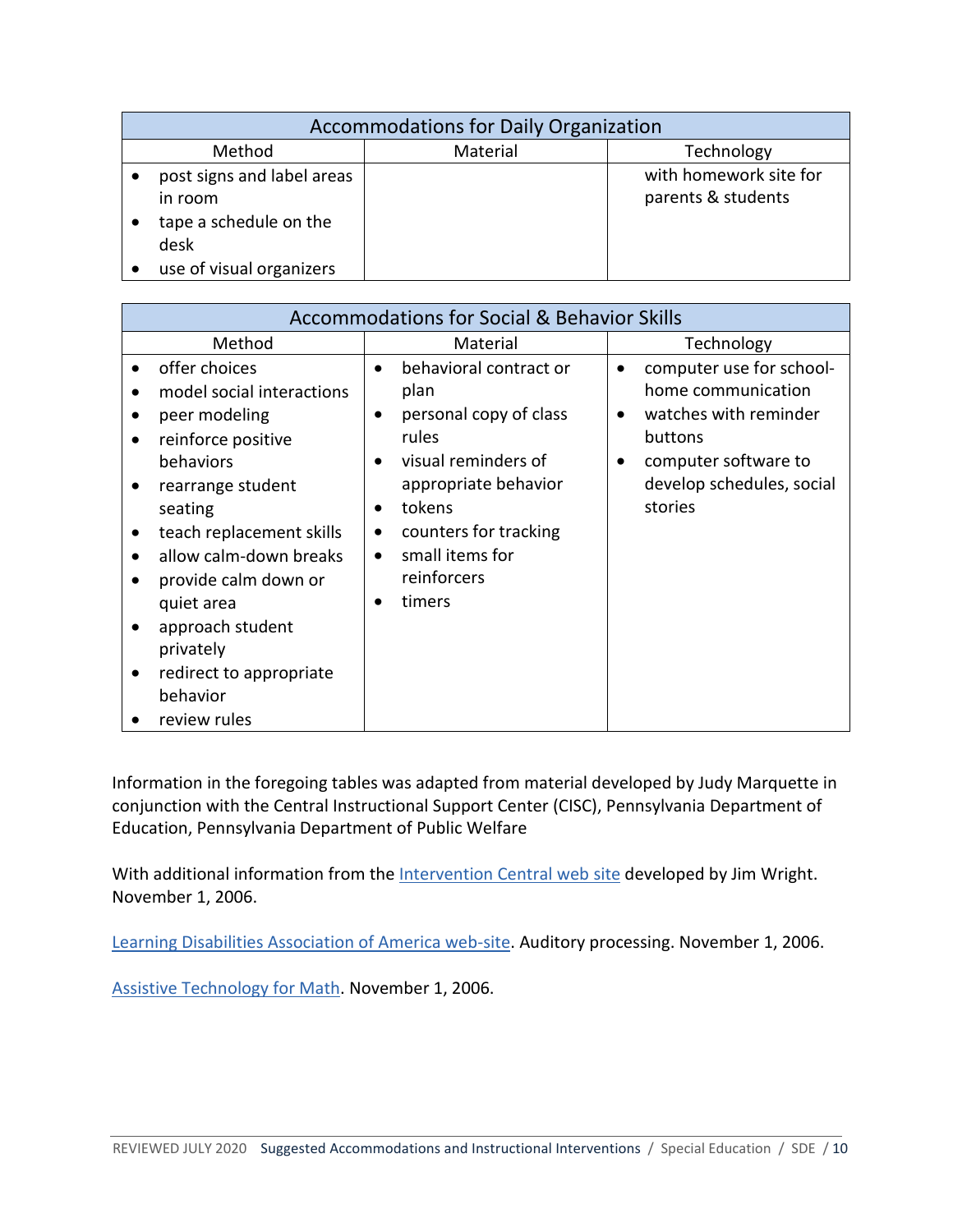| Accommodations for Daily Organization | | |
|---|---|---|
| Method | Material | Technology |
| • post signs and label areas in room<br>• tape a schedule on the desk<br>• use of visual organizers | | with homework site for parents & students |

| Accommodations for Social & Behavior Skills | | |
|---|---|---|
| Method | Material | Technology |
| • offer choices<br>• model social interactions<br>• peer modeling<br>• reinforce positive behaviors<br>• rearrange student seating<br>• teach replacement skills<br>• allow calm-down breaks<br>• provide calm down or quiet area<br>• approach student privately<br>• redirect to appropriate behavior<br>• review rules | • behavioral contract or plan<br>• personal copy of class rules<br>• visual reminders of appropriate behavior<br>• tokens<br>• counters for tracking<br>• small items for reinforcers<br>• timers | • computer use for school-home communication<br>• watches with reminder buttons<br>• computer software to develop schedules, social stories |

Information in the foregoing tables was adapted from material developed by Judy Marquette in conjunction with the Central Instructional Support Center (CISC), Pennsylvania Department of Education, Pennsylvania Department of Public Welfare

With additional information from the Intervention Central web site developed by Jim Wright. November 1, 2006.

Learning Disabilities Association of America web-site. Auditory processing. November 1, 2006.

Assistive Technology for Math. November 1, 2006.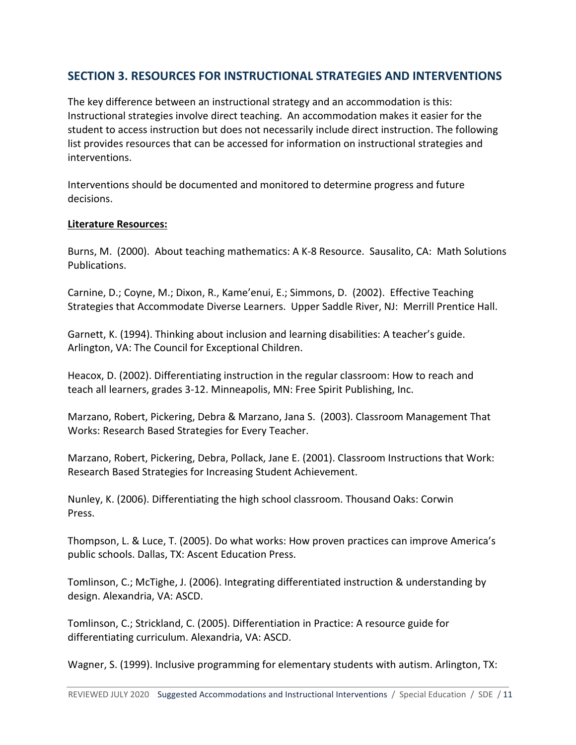## SECTION 3. RESOURCES FOR INSTRUCTIONAL STRATEGIES AND INTERVENTIONS

The key difference between an instructional strategy and an accommodation is this: Instructional strategies involve direct teaching. An accommodation makes it easier for the student to access instruction but does not necessarily include direct instruction. The following list provides resources that can be accessed for information on instructional strategies and interventions.

Interventions should be documented and monitored to determine progress and future decisions.

**Literature Resources:**

Burns, M. (2000). About teaching mathematics: A K-8 Resource. Sausalito, CA: Math Solutions Publications.

Carnine, D.; Coyne, M.; Dixon, R., Kame'enui, E.; Simmons, D. (2002). Effective Teaching Strategies that Accommodate Diverse Learners. Upper Saddle River, NJ: Merrill Prentice Hall.

Garnett, K. (1994). Thinking about inclusion and learning disabilities: A teacher's guide. Arlington, VA: The Council for Exceptional Children.

Heacox, D. (2002). Differentiating instruction in the regular classroom: How to reach and teach all learners, grades 3-12. Minneapolis, MN: Free Spirit Publishing, Inc.

Marzano, Robert, Pickering, Debra & Marzano, Jana S. (2003). Classroom Management That Works: Research Based Strategies for Every Teacher.

Marzano, Robert, Pickering, Debra, Pollack, Jane E. (2001). Classroom Instructions that Work: Research Based Strategies for Increasing Student Achievement.

Nunley, K. (2006). Differentiating the high school classroom. Thousand Oaks: Corwin Press.

Thompson, L. & Luce, T. (2005). Do what works: How proven practices can improve America's public schools. Dallas, TX: Ascent Education Press.

Tomlinson, C.; McTighe, J. (2006). Integrating differentiated instruction & understanding by design. Alexandria, VA: ASCD.

Tomlinson, C.; Strickland, C. (2005). Differentiation in Practice: A resource guide for differentiating curriculum. Alexandria, VA: ASCD.

Wagner, S. (1999). Inclusive programming for elementary students with autism. Arlington, TX: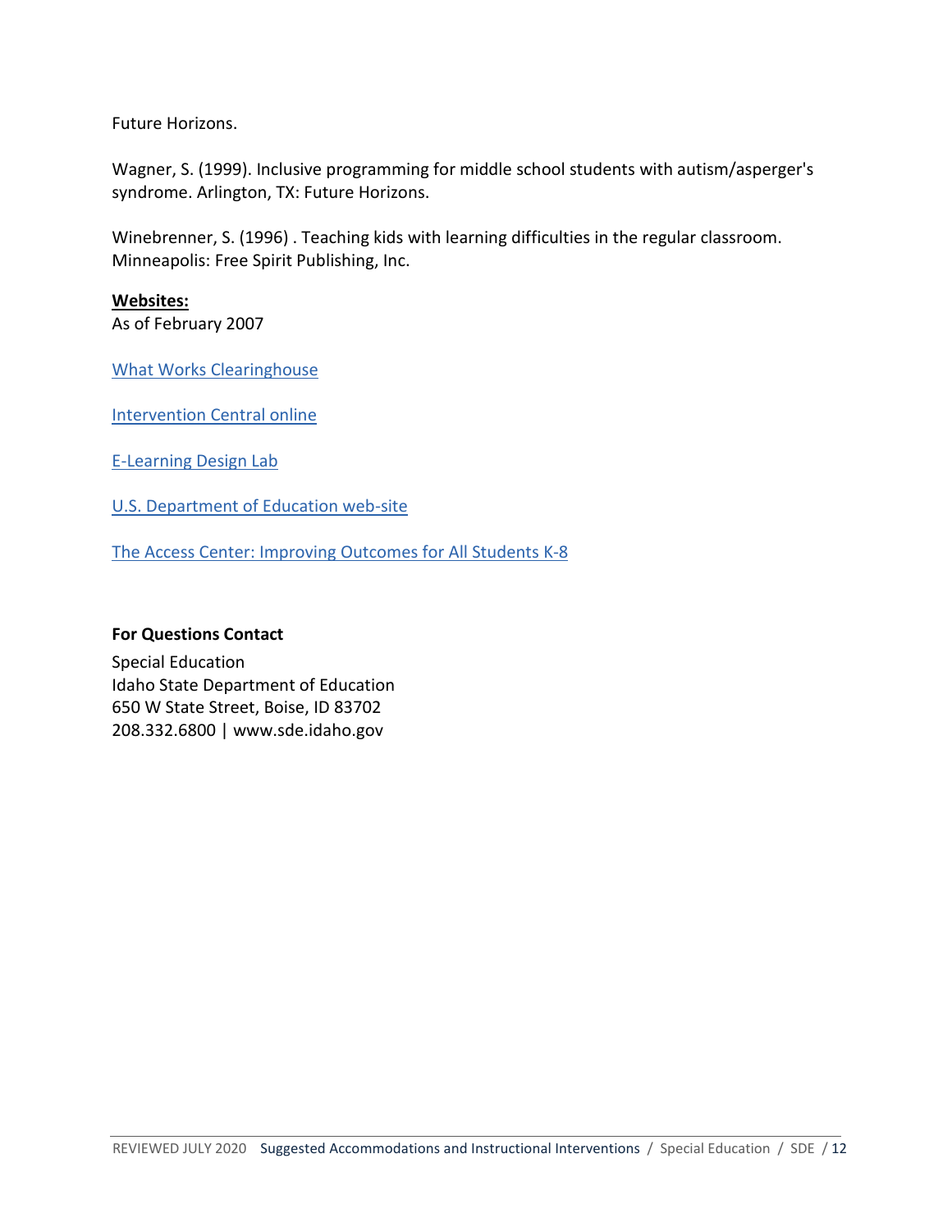Future Horizons.

Wagner, S. (1999). Inclusive programming for middle school students with autism/asperger's syndrome. Arlington, TX: Future Horizons.

Winebrenner, S. (1996) . Teaching kids with learning difficulties in the regular classroom. Minneapolis: Free Spirit Publishing, Inc.

**Websites:**

As of February 2007

What Works Clearinghouse

Intervention Central online

E-Learning Design Lab

U.S. Department of Education web-site

The Access Center: Improving Outcomes for All Students K-8

**For Questions Contact**

Special Education
Idaho State Department of Education
650 W State Street, Boise, ID 83702
208.332.6800 | www.sde.idaho.gov